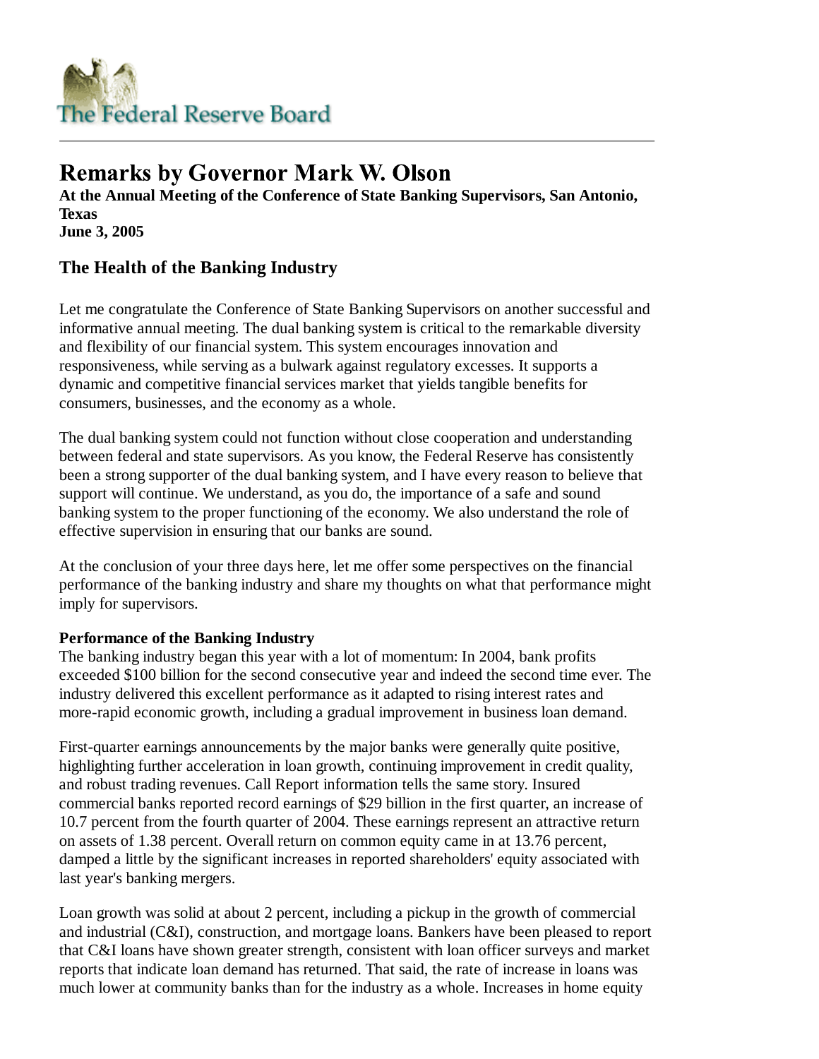# Remarks by Governor Mark W. Olson

**At the Annual Meeting of the Conference of State Banking Supervisors, San Antonio, Texas**
**June 3, 2005**

## The Health of the Banking Industry

Let me congratulate the Conference of State Banking Supervisors on another successful and informative annual meeting. The dual banking system is critical to the remarkable diversity and flexibility of our financial system. This system encourages innovation and responsiveness, while serving as a bulwark against regulatory excesses. It supports a dynamic and competitive financial services market that yields tangible benefits for consumers, businesses, and the economy as a whole.

The dual banking system could not function without close cooperation and understanding between federal and state supervisors. As you know, the Federal Reserve has consistently been a strong supporter of the dual banking system, and I have every reason to believe that support will continue. We understand, as you do, the importance of a safe and sound banking system to the proper functioning of the economy. We also understand the role of effective supervision in ensuring that our banks are sound.

At the conclusion of your three days here, let me offer some perspectives on the financial performance of the banking industry and share my thoughts on what that performance might imply for supervisors.

**Performance of the Banking Industry**

The banking industry began this year with a lot of momentum: In 2004, bank profits exceeded $100 billion for the second consecutive year and indeed the second time ever. The industry delivered this excellent performance as it adapted to rising interest rates and more-rapid economic growth, including a gradual improvement in business loan demand.

First-quarter earnings announcements by the major banks were generally quite positive, highlighting further acceleration in loan growth, continuing improvement in credit quality, and robust trading revenues. Call Report information tells the same story. Insured commercial banks reported record earnings of $29 billion in the first quarter, an increase of 10.7 percent from the fourth quarter of 2004. These earnings represent an attractive return on assets of 1.38 percent. Overall return on common equity came in at 13.76 percent, damped a little by the significant increases in reported shareholders' equity associated with last year's banking mergers.

Loan growth was solid at about 2 percent, including a pickup in the growth of commercial and industrial (C&I), construction, and mortgage loans. Bankers have been pleased to report that C&I loans have shown greater strength, consistent with loan officer surveys and market reports that indicate loan demand has returned. That said, the rate of increase in loans was much lower at community banks than for the industry as a whole. Increases in home equity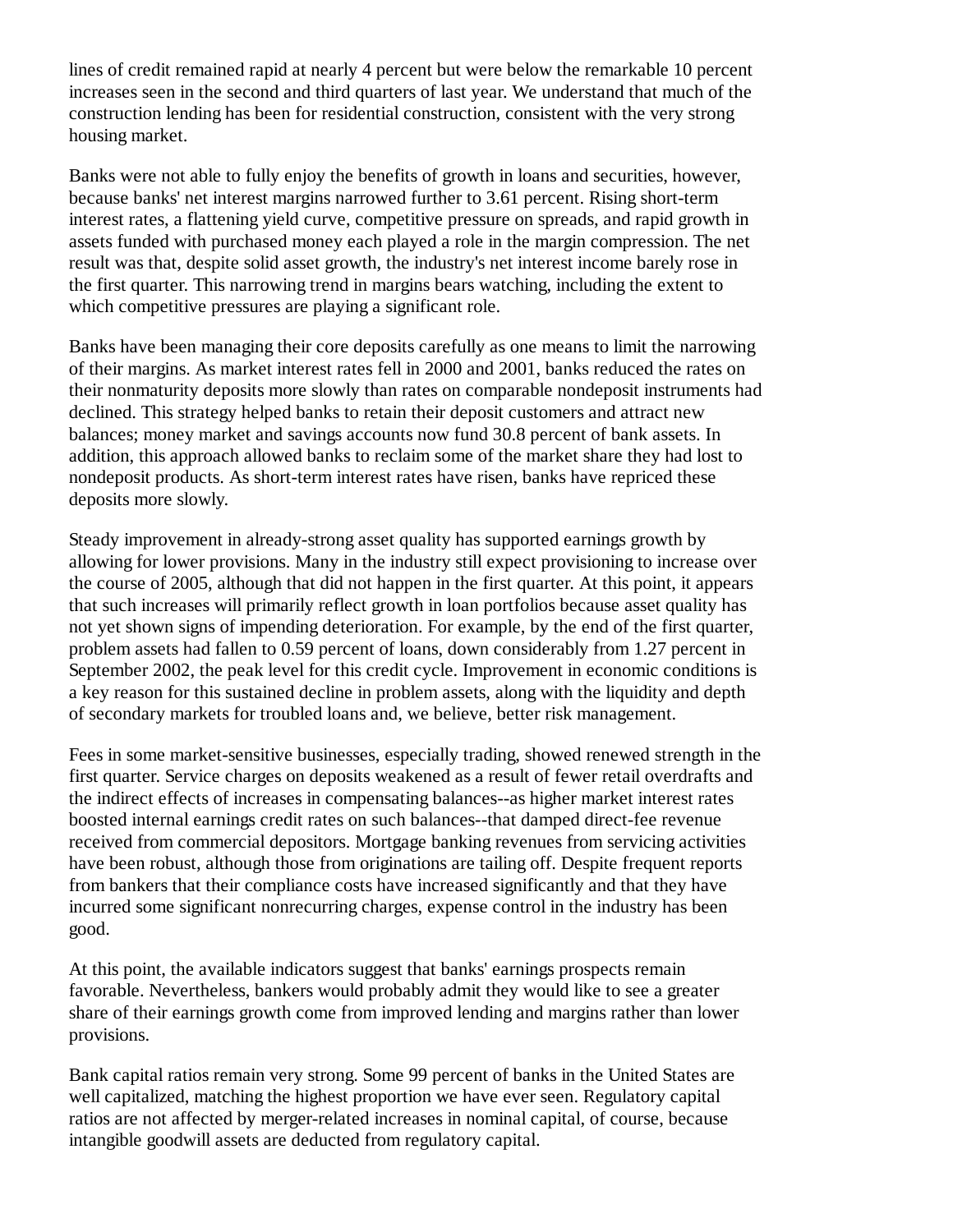lines of credit remained rapid at nearly 4 percent but were below the remarkable 10 percent increases seen in the second and third quarters of last year. We understand that much of the construction lending has been for residential construction, consistent with the very strong housing market.

Banks were not able to fully enjoy the benefits of growth in loans and securities, however, because banks' net interest margins narrowed further to 3.61 percent. Rising short-term interest rates, a flattening yield curve, competitive pressure on spreads, and rapid growth in assets funded with purchased money each played a role in the margin compression. The net result was that, despite solid asset growth, the industry's net interest income barely rose in the first quarter. This narrowing trend in margins bears watching, including the extent to which competitive pressures are playing a significant role.

Banks have been managing their core deposits carefully as one means to limit the narrowing of their margins. As market interest rates fell in 2000 and 2001, banks reduced the rates on their nonmaturity deposits more slowly than rates on comparable nondeposit instruments had declined. This strategy helped banks to retain their deposit customers and attract new balances; money market and savings accounts now fund 30.8 percent of bank assets. In addition, this approach allowed banks to reclaim some of the market share they had lost to nondeposit products. As short-term interest rates have risen, banks have repriced these deposits more slowly.

Steady improvement in already-strong asset quality has supported earnings growth by allowing for lower provisions. Many in the industry still expect provisioning to increase over the course of 2005, although that did not happen in the first quarter. At this point, it appears that such increases will primarily reflect growth in loan portfolios because asset quality has not yet shown signs of impending deterioration. For example, by the end of the first quarter, problem assets had fallen to 0.59 percent of loans, down considerably from 1.27 percent in September 2002, the peak level for this credit cycle. Improvement in economic conditions is a key reason for this sustained decline in problem assets, along with the liquidity and depth of secondary markets for troubled loans and, we believe, better risk management.

Fees in some market-sensitive businesses, especially trading, showed renewed strength in the first quarter. Service charges on deposits weakened as a result of fewer retail overdrafts and the indirect effects of increases in compensating balances--as higher market interest rates boosted internal earnings credit rates on such balances--that damped direct-fee revenue received from commercial depositors. Mortgage banking revenues from servicing activities have been robust, although those from originations are tailing off. Despite frequent reports from bankers that their compliance costs have increased significantly and that they have incurred some significant nonrecurring charges, expense control in the industry has been good.

At this point, the available indicators suggest that banks' earnings prospects remain favorable. Nevertheless, bankers would probably admit they would like to see a greater share of their earnings growth come from improved lending and margins rather than lower provisions.

Bank capital ratios remain very strong. Some 99 percent of banks in the United States are well capitalized, matching the highest proportion we have ever seen. Regulatory capital ratios are not affected by merger-related increases in nominal capital, of course, because intangible goodwill assets are deducted from regulatory capital.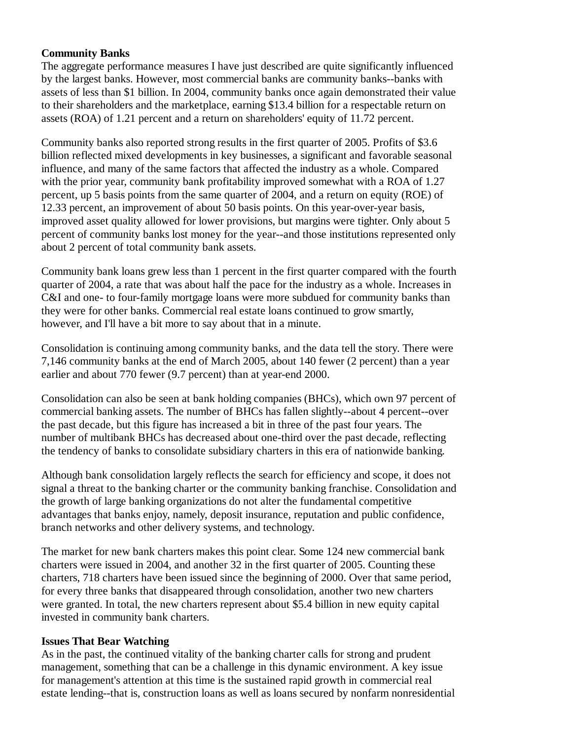**Community Banks**

The aggregate performance measures I have just described are quite significantly influenced by the largest banks. However, most commercial banks are community banks--banks with assets of less than $1 billion. In 2004, community banks once again demonstrated their value to their shareholders and the marketplace, earning $13.4 billion for a respectable return on assets (ROA) of 1.21 percent and a return on shareholders' equity of 11.72 percent.

Community banks also reported strong results in the first quarter of 2005. Profits of $3.6 billion reflected mixed developments in key businesses, a significant and favorable seasonal influence, and many of the same factors that affected the industry as a whole. Compared with the prior year, community bank profitability improved somewhat with a ROA of 1.27 percent, up 5 basis points from the same quarter of 2004, and a return on equity (ROE) of 12.33 percent, an improvement of about 50 basis points. On this year-over-year basis, improved asset quality allowed for lower provisions, but margins were tighter. Only about 5 percent of community banks lost money for the year--and those institutions represented only about 2 percent of total community bank assets.

Community bank loans grew less than 1 percent in the first quarter compared with the fourth quarter of 2004, a rate that was about half the pace for the industry as a whole. Increases in C&I and one- to four-family mortgage loans were more subdued for community banks than they were for other banks. Commercial real estate loans continued to grow smartly, however, and I'll have a bit more to say about that in a minute.

Consolidation is continuing among community banks, and the data tell the story. There were 7,146 community banks at the end of March 2005, about 140 fewer (2 percent) than a year earlier and about 770 fewer (9.7 percent) than at year-end 2000.

Consolidation can also be seen at bank holding companies (BHCs), which own 97 percent of commercial banking assets. The number of BHCs has fallen slightly--about 4 percent--over the past decade, but this figure has increased a bit in three of the past four years. The number of multibank BHCs has decreased about one-third over the past decade, reflecting the tendency of banks to consolidate subsidiary charters in this era of nationwide banking.

Although bank consolidation largely reflects the search for efficiency and scope, it does not signal a threat to the banking charter or the community banking franchise. Consolidation and the growth of large banking organizations do not alter the fundamental competitive advantages that banks enjoy, namely, deposit insurance, reputation and public confidence, branch networks and other delivery systems, and technology.

The market for new bank charters makes this point clear. Some 124 new commercial bank charters were issued in 2004, and another 32 in the first quarter of 2005. Counting these charters, 718 charters have been issued since the beginning of 2000. Over that same period, for every three banks that disappeared through consolidation, another two new charters were granted. In total, the new charters represent about $5.4 billion in new equity capital invested in community bank charters.

**Issues That Bear Watching**

As in the past, the continued vitality of the banking charter calls for strong and prudent management, something that can be a challenge in this dynamic environment. A key issue for management's attention at this time is the sustained rapid growth in commercial real estate lending--that is, construction loans as well as loans secured by nonfarm nonresidential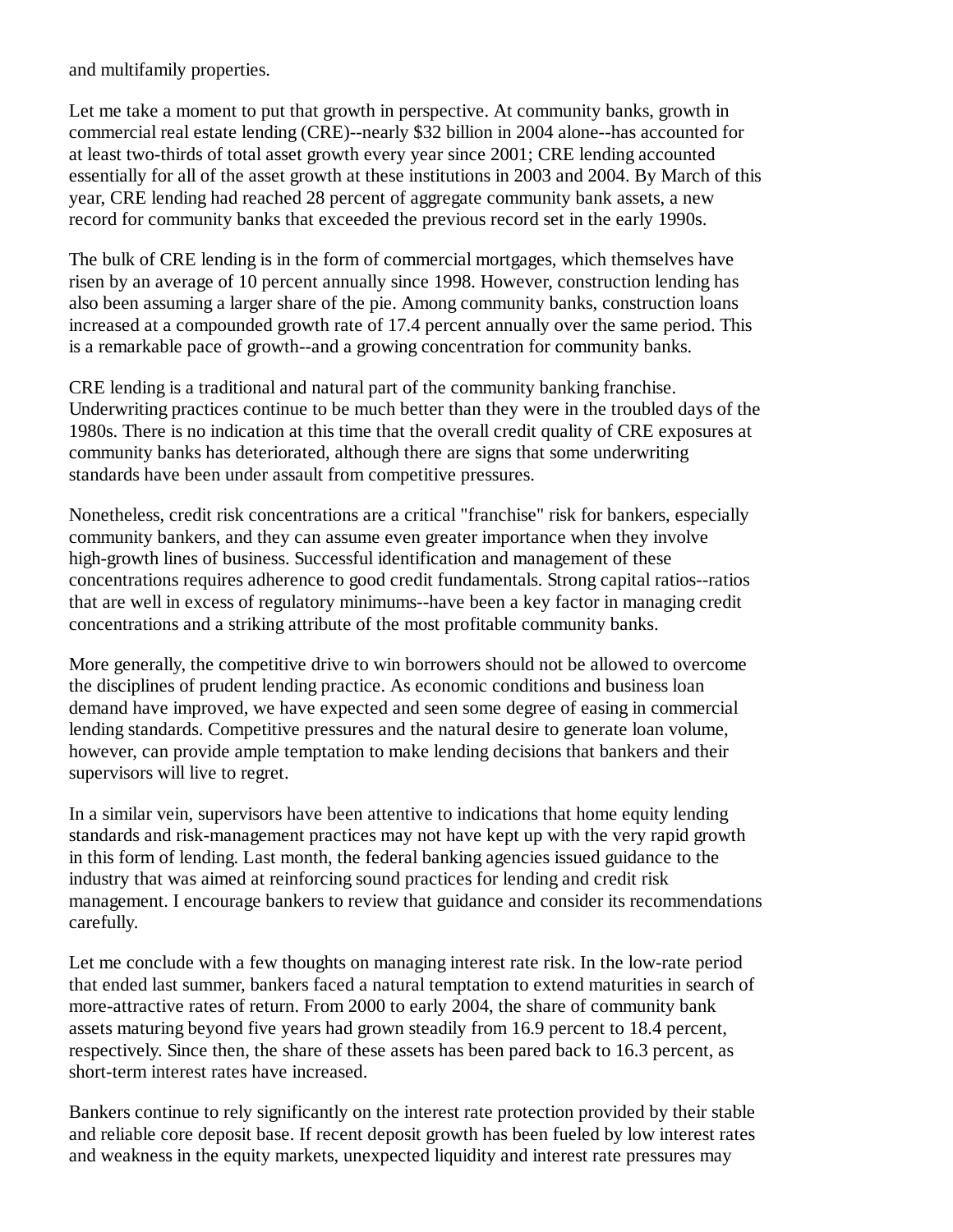and multifamily properties.

Let me take a moment to put that growth in perspective. At community banks, growth in commercial real estate lending (CRE)--nearly $32 billion in 2004 alone--has accounted for at least two-thirds of total asset growth every year since 2001; CRE lending accounted essentially for all of the asset growth at these institutions in 2003 and 2004. By March of this year, CRE lending had reached 28 percent of aggregate community bank assets, a new record for community banks that exceeded the previous record set in the early 1990s.

The bulk of CRE lending is in the form of commercial mortgages, which themselves have risen by an average of 10 percent annually since 1998. However, construction lending has also been assuming a larger share of the pie. Among community banks, construction loans increased at a compounded growth rate of 17.4 percent annually over the same period. This is a remarkable pace of growth--and a growing concentration for community banks.

CRE lending is a traditional and natural part of the community banking franchise. Underwriting practices continue to be much better than they were in the troubled days of the 1980s. There is no indication at this time that the overall credit quality of CRE exposures at community banks has deteriorated, although there are signs that some underwriting standards have been under assault from competitive pressures.

Nonetheless, credit risk concentrations are a critical "franchise" risk for bankers, especially community bankers, and they can assume even greater importance when they involve high-growth lines of business. Successful identification and management of these concentrations requires adherence to good credit fundamentals. Strong capital ratios--ratios that are well in excess of regulatory minimums--have been a key factor in managing credit concentrations and a striking attribute of the most profitable community banks.

More generally, the competitive drive to win borrowers should not be allowed to overcome the disciplines of prudent lending practice. As economic conditions and business loan demand have improved, we have expected and seen some degree of easing in commercial lending standards. Competitive pressures and the natural desire to generate loan volume, however, can provide ample temptation to make lending decisions that bankers and their supervisors will live to regret.

In a similar vein, supervisors have been attentive to indications that home equity lending standards and risk-management practices may not have kept up with the very rapid growth in this form of lending. Last month, the federal banking agencies issued guidance to the industry that was aimed at reinforcing sound practices for lending and credit risk management. I encourage bankers to review that guidance and consider its recommendations carefully.

Let me conclude with a few thoughts on managing interest rate risk. In the low-rate period that ended last summer, bankers faced a natural temptation to extend maturities in search of more-attractive rates of return. From 2000 to early 2004, the share of community bank assets maturing beyond five years had grown steadily from 16.9 percent to 18.4 percent, respectively. Since then, the share of these assets has been pared back to 16.3 percent, as short-term interest rates have increased.

Bankers continue to rely significantly on the interest rate protection provided by their stable and reliable core deposit base. If recent deposit growth has been fueled by low interest rates and weakness in the equity markets, unexpected liquidity and interest rate pressures may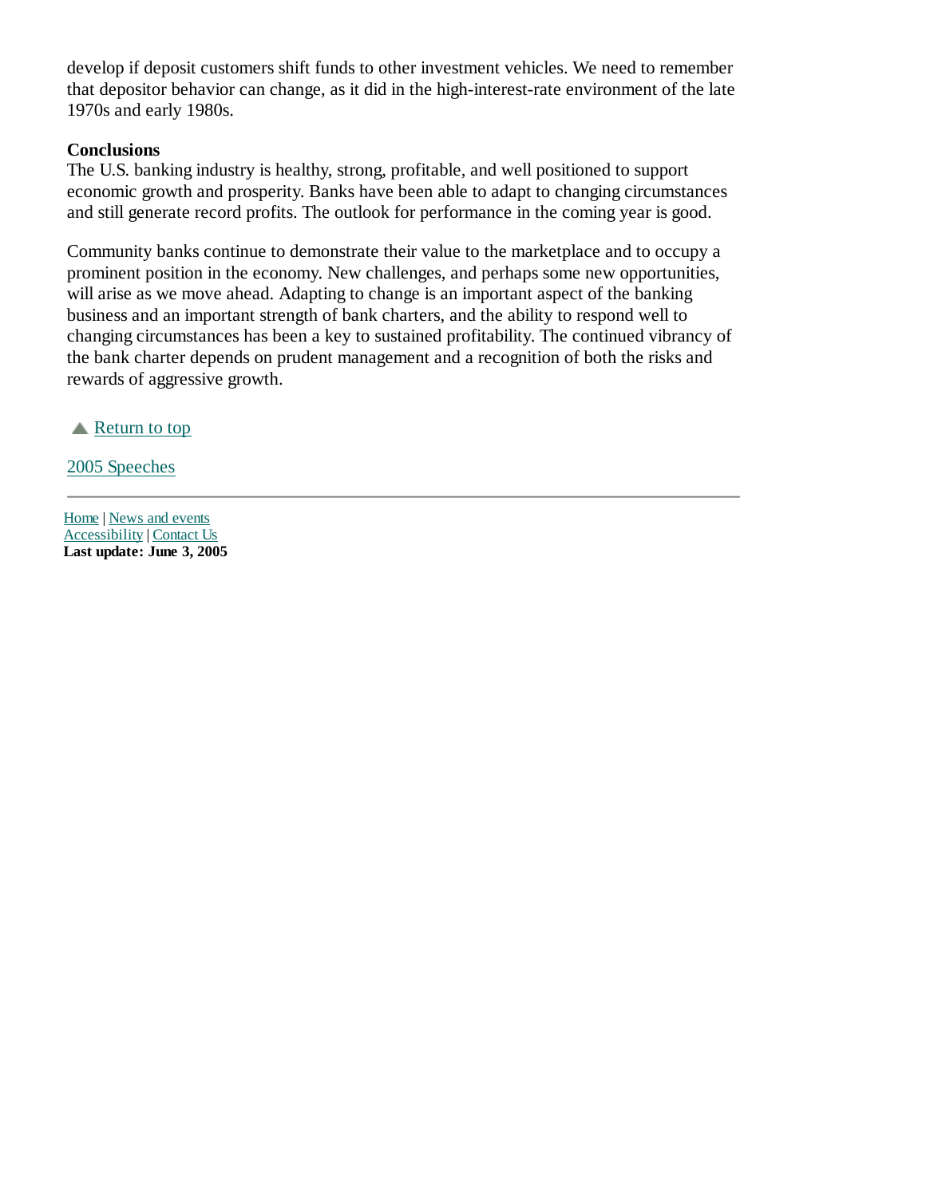develop if deposit customers shift funds to other investment vehicles. We need to remember that depositor behavior can change, as it did in the high-interest-rate environment of the late 1970s and early 1980s.

**Conclusions**

The U.S. banking industry is healthy, strong, profitable, and well positioned to support economic growth and prosperity. Banks have been able to adapt to changing circumstances and still generate record profits. The outlook for performance in the coming year is good.

Community banks continue to demonstrate their value to the marketplace and to occupy a prominent position in the economy. New challenges, and perhaps some new opportunities, will arise as we move ahead. Adapting to change is an important aspect of the banking business and an important strength of bank charters, and the ability to respond well to changing circumstances has been a key to sustained profitability. The continued vibrancy of the bank charter depends on prudent management and a recognition of both the risks and rewards of aggressive growth.

Return to top

2005 Speeches

---

Home | News and events
Accessibility | Contact Us
**Last update: June 3, 2005**